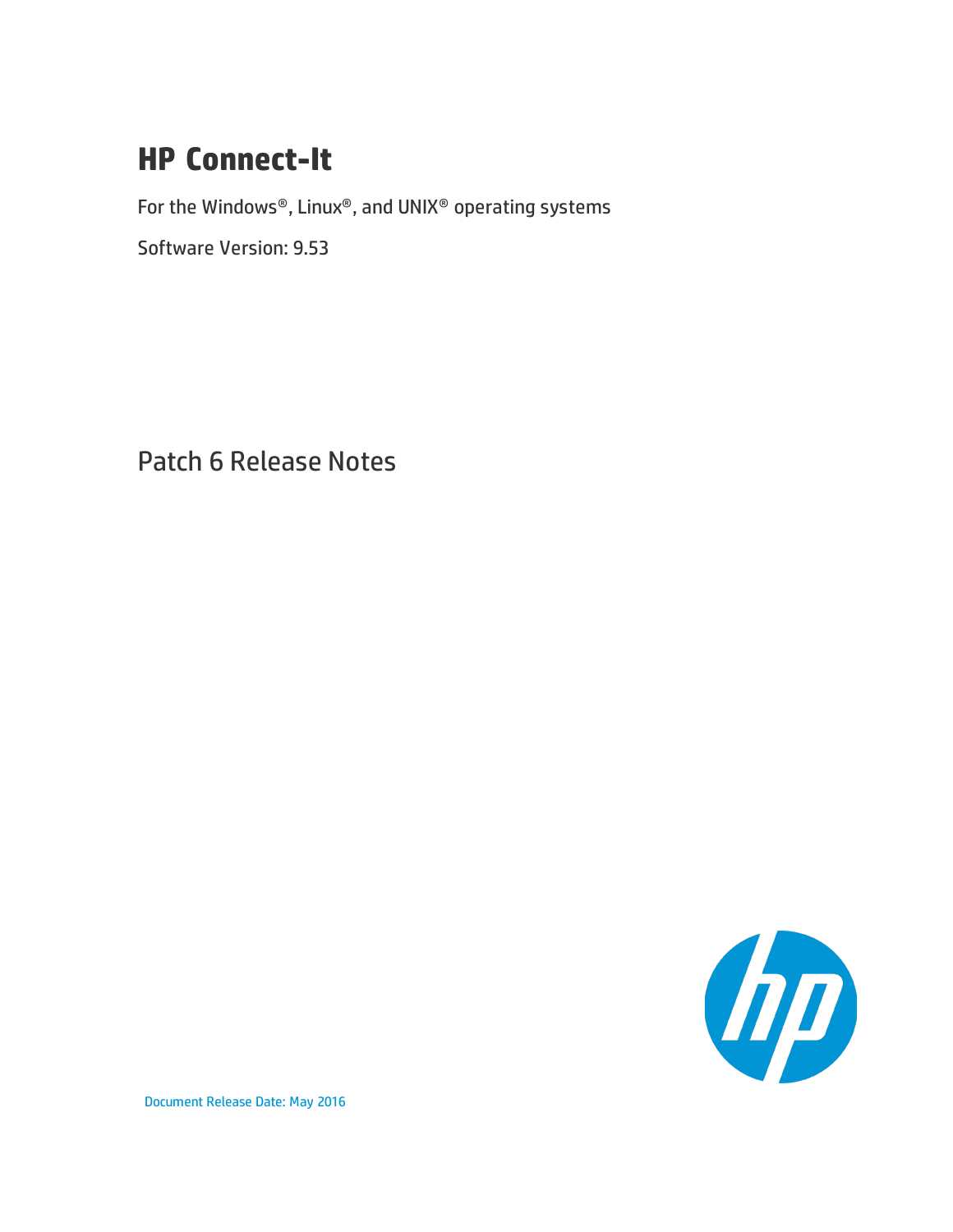# HP Connect-It

For the Windows®, Linux®, and UNIX® operating systems

Software Version: 9.53

## Patch 6 Release Notes

Document Release Date: May 2016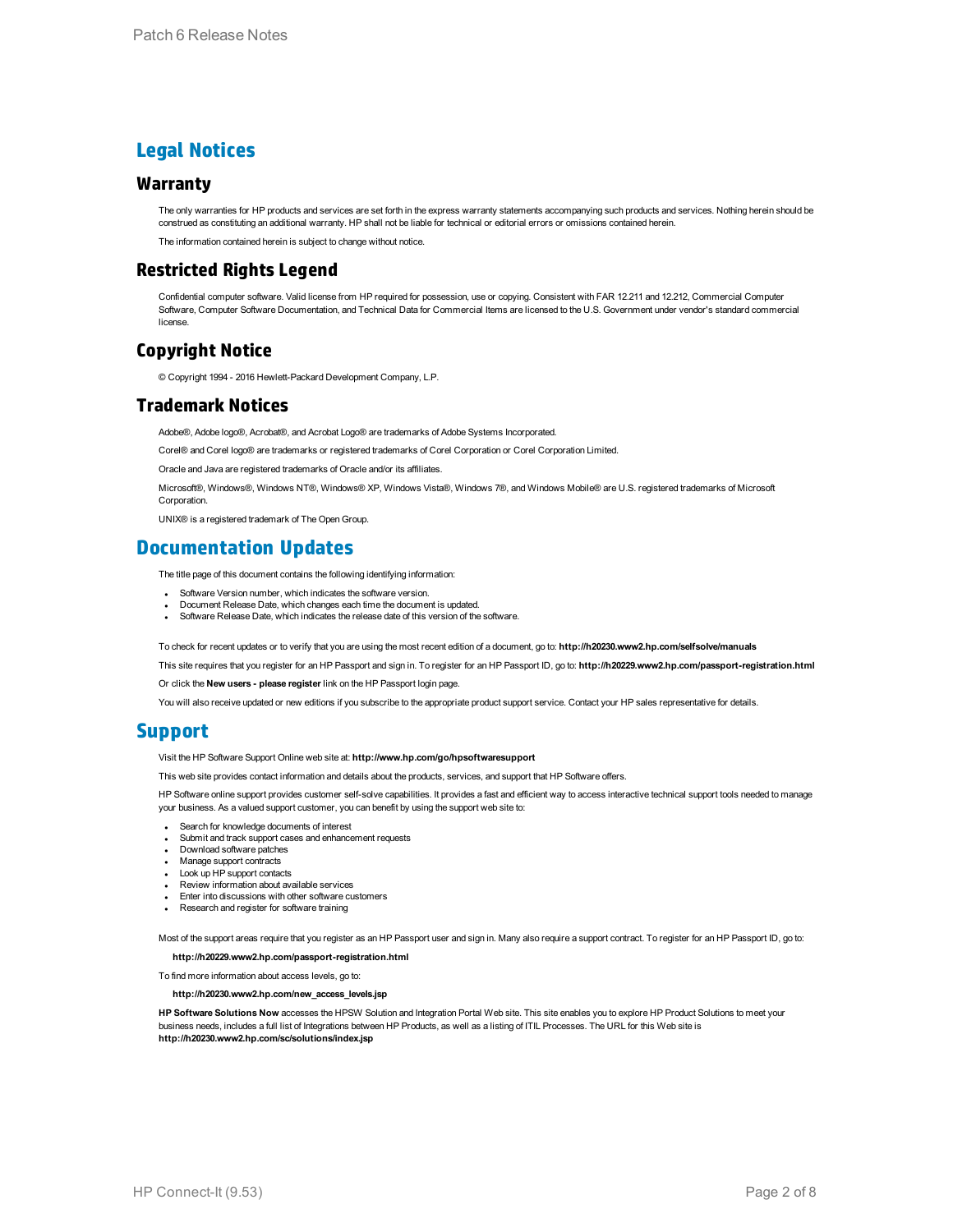# Legal Notices

## Warranty

The only warranties for HP products and services are set forth in the express warranty statements accompanying such products and services. Nothing herein should be construed as constituting an additional warranty. HP shall not be liable for technical or editorial errors or omissions contained herein.

The information contained herein is subject to change without notice.

## Restricted Rights Legend

Confidential computer software. Valid license from HP required for possession, use or copying. Consistent with FAR 12.211 and 12.212, Commercial Computer Software, Computer Software Documentation, and Technical Data for Commercial Items are licensed to the U.S. Government under vendor's standard commercial license.

## Copyright Notice

© Copyright 1994 - 2016 Hewlett-Packard Development Company, L.P.

## Trademark Notices

Adobe®, Adobe logo®, Acrobat®, and Acrobat Logo® are trademarks of Adobe Systems Incorporated.

Corel® and Corel logo® are trademarks or registered trademarks of Corel Corporation or Corel Corporation Limited.

Oracle and Java are registered trademarks of Oracle and/or its affiliates.

Microsoft®, Windows®, Windows NT®, Windows® XP, Windows Vista®, Windows 7®, and Windows Mobile® are U.S. registered trademarks of Microsoft Corporation.

UNIX® is a registered trademark of The Open Group.

# Documentation Updates

The title page of this document contains the following identifying information:

- Software Version number, which indicates the software version.
- Document Release Date, which changes each time the document is updated.
- Software Release Date, which indicates the release date of this version of the software.

To check for recent updates or to verify that you are using the most recent edition of a document, go to: **http://h20230.www2.hp.com/selfsolve/manuals**

This site requires that you register for an HP Passport and sign in. To register for an HP Passport ID, go to: **http://h20229.www2.hp.com/passport-registration.html**

Or click the **New users - please register** link on the HP Passport login page.

You will also receive updated or new editions if you subscribe to the appropriate product support service. Contact your HP sales representative for details.

# Support

Visit the HP Software Support Online web site at: **http://www.hp.com/go/hpsoftwaresupport**

This web site provides contact information and details about the products, services, and support that HP Software offers.

HP Software online support provides customer self-solve capabilities. It provides a fast and efficient way to access interactive technical support tools needed to manage your business. As a valued support customer, you can benefit by using the support web site to:

- Search for knowledge documents of interest
- Submit and track support cases and enhancement requests
- Download software patches
- Manage support contracts
- Look up HP support contacts
- Review information about available services
- Enter into discussions with other software customers
- Research and register for software training

Most of the support areas require that you register as an HP Passport user and sign in. Many also require a support contract. To register for an HP Passport ID, go to:

**http://h20229.www2.hp.com/passport-registration.html**

To find more information about access levels, go to:

**http://h20230.www2.hp.com/new_access_levels.jsp**

**HP Software Solutions Now** accesses the HPSW Solution and Integration Portal Web site. This site enables you to explore HP Product Solutions to meet your business needs, includes a full list of Integrations between HP Products, as well as a listing of ITIL Processes. The URL for this Web site is **http://h20230.www2.hp.com/sc/solutions/index.jsp**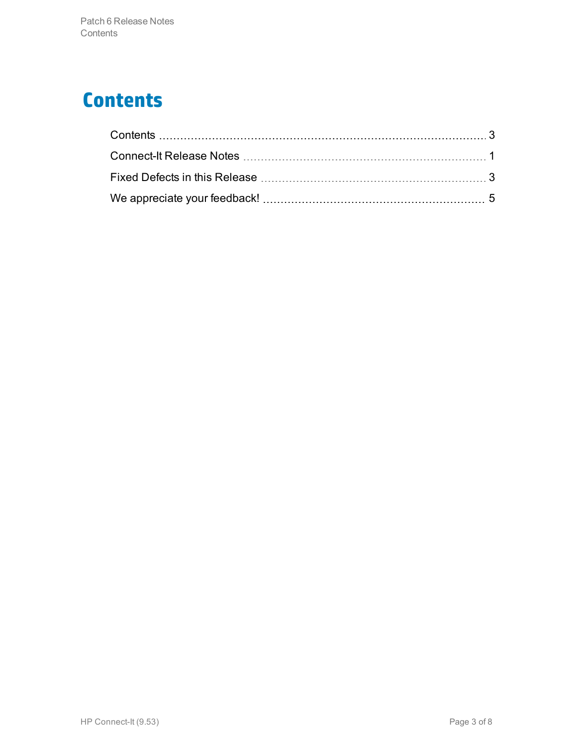# Contents

Contents ............................................................................................ 3

Connect-It Release Notes ................................................................ 1

Fixed Defects in this Release ........................................................... 3

We appreciate your feedback! .......................................................... 5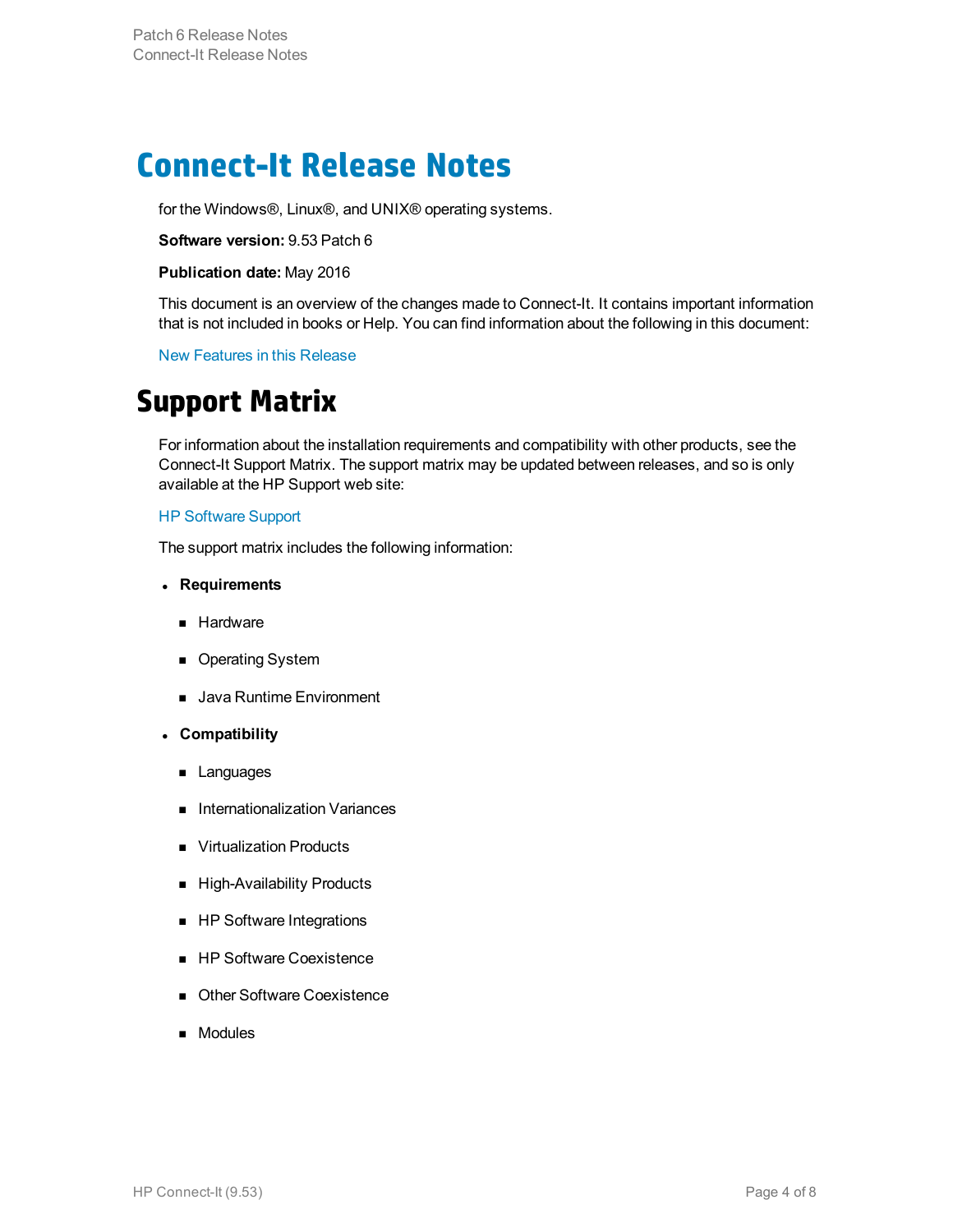# Connect-It Release Notes

for the Windows®, Linux®, and UNIX® operating systems.

**Software version:** 9.53 Patch 6

**Publication date:** May 2016

This document is an overview of the changes made to Connect-It. It contains important information that is not included in books or Help. You can find information about the following in this document:

New Features in this Release

# Support Matrix

For information about the installation requirements and compatibility with other products, see the Connect-It Support Matrix. The support matrix may be updated between releases, and so is only available at the HP Support web site:

HP Software Support

The support matrix includes the following information:

- **Requirements**
  - Hardware
  - Operating System
  - Java Runtime Environment
- **Compatibility**
  - Languages
  - Internationalization Variances
  - Virtualization Products
  - High-Availability Products
  - HP Software Integrations
  - HP Software Coexistence
  - Other Software Coexistence
  - Modules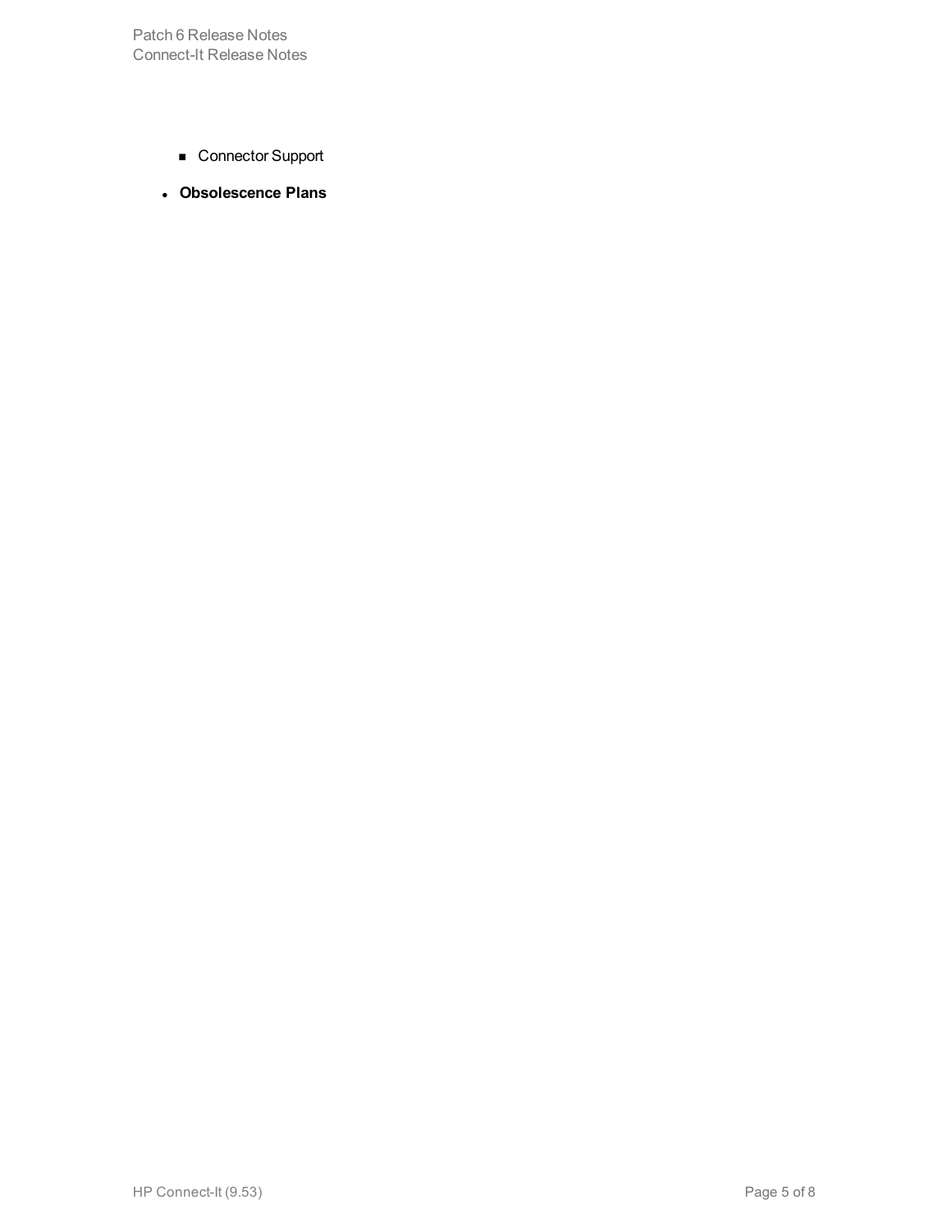- Connector Support

- **Obsolescence Plans**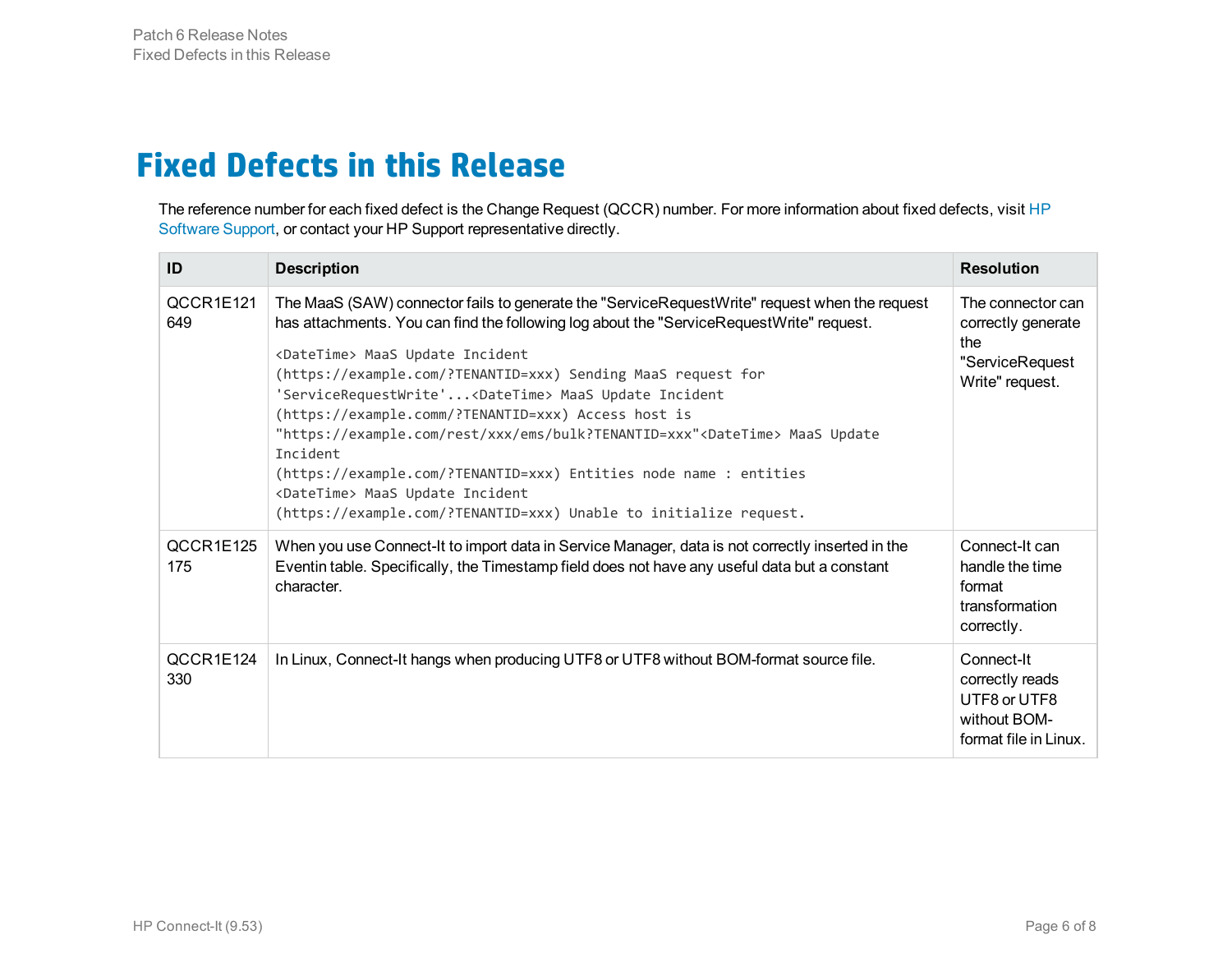# Fixed Defects in this Release

The reference number for each fixed defect is the Change Request (QCCR) number. For more information about fixed defects, visit HP Software Support, or contact your HP Support representative directly.

| ID | Description | Resolution |
|---|---|---|
| QCCR1E121649 | The MaaS (SAW) connector fails to generate the "ServiceRequestWrite" request when the request has attachments. You can find the following log about the "ServiceRequestWrite" request.<br>`<DateTime> MaaS Update Incident (https://example.com/?TENANTID=xxx) Sending MaaS request for 'ServiceRequestWrite'...<DateTime> MaaS Update Incident (https://example.comm/?TENANTID=xxx) Access host is "https://example.com/rest/xxx/ems/bulk?TENANTID=xxx"<DateTime> MaaS Update Incident (https://example.com/?TENANTID=xxx) Entities node name : entities <DateTime> MaaS Update Incident (https://example.com/?TENANTID=xxx) Unable to initialize request.` | The connector can correctly generate the "ServiceRequestWrite" request. |
| QCCR1E125175 | When you use Connect-It to import data in Service Manager, data is not correctly inserted in the Eventin table. Specifically, the Timestamp field does not have any useful data but a constant character. | Connect-It can handle the time format transformation correctly. |
| QCCR1E124330 | In Linux, Connect-It hangs when producing UTF8 or UTF8 without BOM-format source file. | Connect-It correctly reads UTF8 or UTF8 without BOM-format file in Linux. |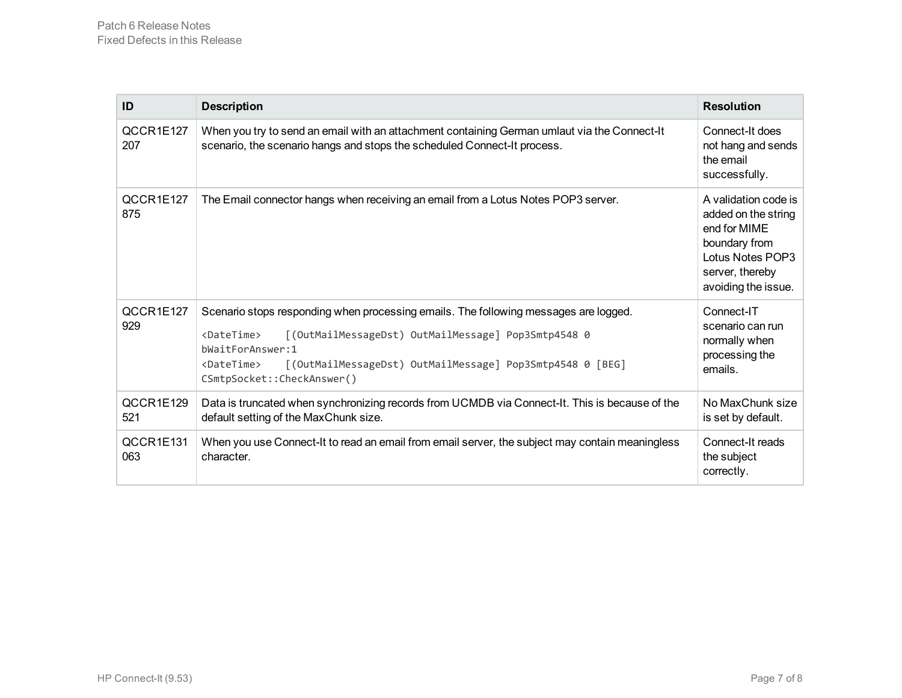| ID | Description | Resolution |
|---|---|---|
| QCCR1E127207 | When you try to send an email with an attachment containing German umlaut via the Connect-It scenario, the scenario hangs and stops the scheduled Connect-It process. | Connect-It does not hang and sends the email successfully. |
| QCCR1E127875 | The Email connector hangs when receiving an email from a Lotus Notes POP3 server. | A validation code is added on the string end for MIME boundary from Lotus Notes POP3 server, thereby avoiding the issue. |
| QCCR1E127929 | Scenario stops responding when processing emails. The following messages are logged.<br>`<DateTime>    [(OutMailMessageDst) OutMailMessage] Pop3Smtp4548 0 bWaitForAnswer:1`<br>`<DateTime>    [(OutMailMessageDst) OutMailMessage] Pop3Smtp4548 0 [BEG] CSmtpSocket::CheckAnswer()` | Connect-IT scenario can run normally when processing the emails. |
| QCCR1E129521 | Data is truncated when synchronizing records from UCMDB via Connect-It. This is because of the default setting of the MaxChunk size. | No MaxChunk size is set by default. |
| QCCR1E131063 | When you use Connect-It to read an email from email server, the subject may contain meaningless character. | Connect-It reads the subject correctly. |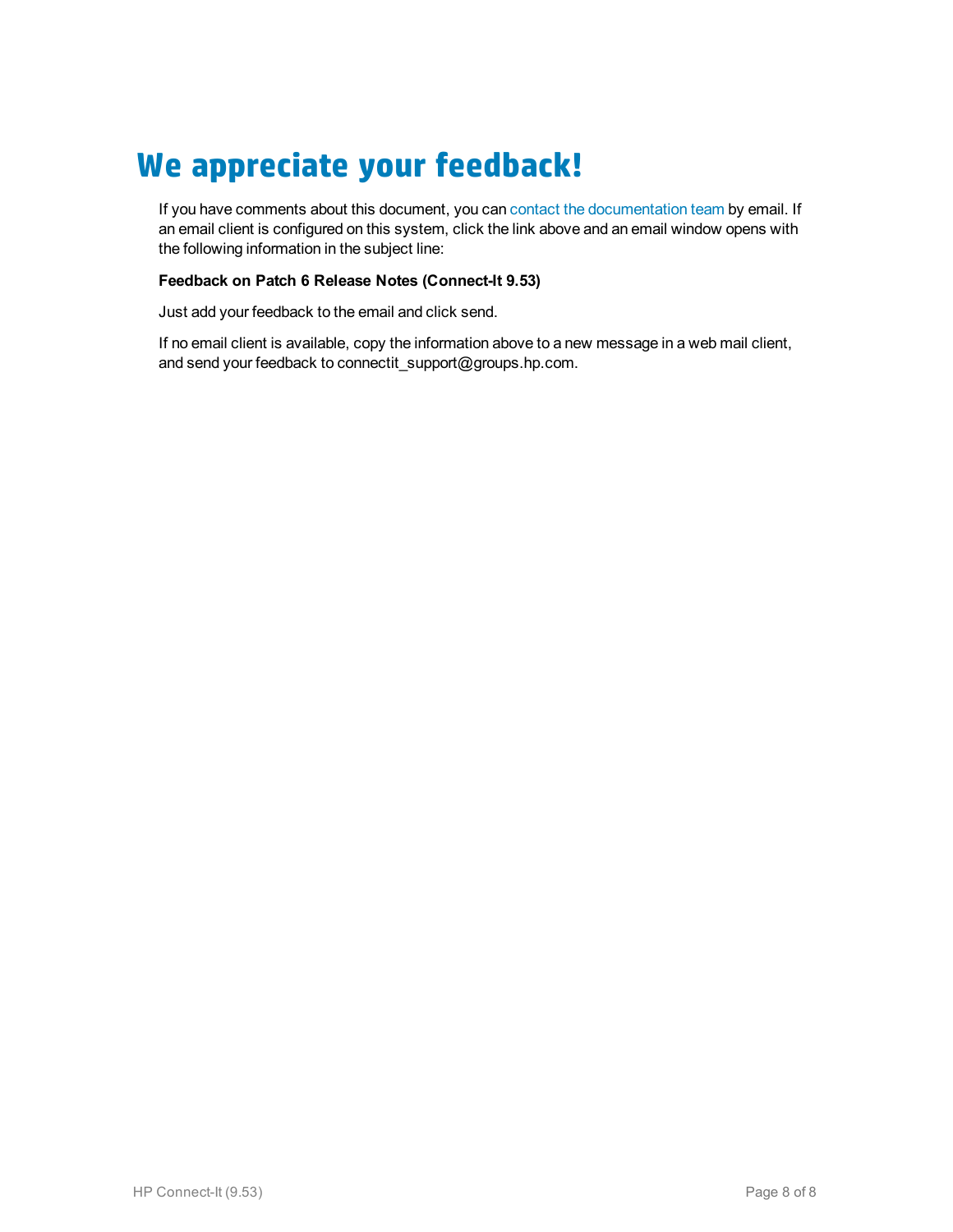# We appreciate your feedback!

If you have comments about this document, you can contact the documentation team by email. If an email client is configured on this system, click the link above and an email window opens with the following information in the subject line:

**Feedback on Patch 6 Release Notes (Connect-It 9.53)**

Just add your feedback to the email and click send.

If no email client is available, copy the information above to a new message in a web mail client, and send your feedback to connectit_support@groups.hp.com.